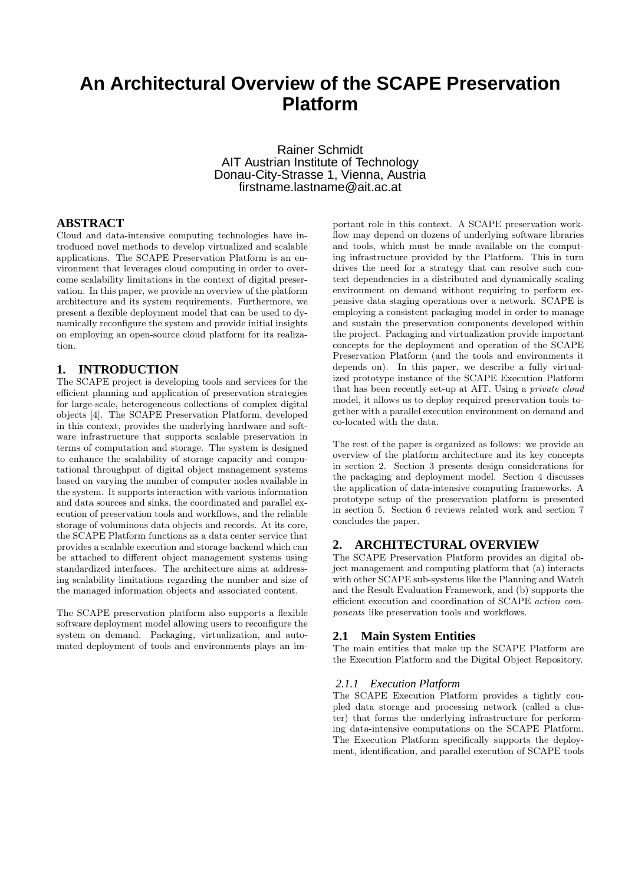# An Architectural Overview of the SCAPE Preservation Platform

Rainer Schmidt
AIT Austrian Institute of Technology
Donau-City-Strasse 1, Vienna, Austria
firstname.lastname@ait.ac.at

## ABSTRACT

Cloud and data-intensive computing technologies have introduced novel methods to develop virtualized and scalable applications. The SCAPE Preservation Platform is an environment that leverages cloud computing in order to overcome scalability limitations in the context of digital preservation. In this paper, we provide an overview of the platform architecture and its system requirements. Furthermore, we present a flexible deployment model that can be used to dynamically reconfigure the system and provide initial insights on employing an open-source cloud platform for its realization.

## 1. INTRODUCTION

The SCAPE project is developing tools and services for the efficient planning and application of preservation strategies for large-scale, heterogeneous collections of complex digital objects [4]. The SCAPE Preservation Platform, developed in this context, provides the underlying hardware and software infrastructure that supports scalable preservation in terms of computation and storage. The system is designed to enhance the scalability of storage capacity and computational throughput of digital object management systems based on varying the number of computer nodes available in the system. It supports interaction with various information and data sources and sinks, the coordinated and parallel execution of preservation tools and workflows, and the reliable storage of voluminous data objects and records. At its core, the SCAPE Platform functions as a data center service that provides a scalable execution and storage backend which can be attached to different object management systems using standardized interfaces. The architecture aims at addressing scalability limitations regarding the number and size of the managed information objects and associated content.

The SCAPE preservation platform also supports a flexible software deployment model allowing users to reconfigure the system on demand. Packaging, virtualization, and automated deployment of tools and environments plays an important role in this context. A SCAPE preservation workflow may depend on dozens of underlying software libraries and tools, which must be made available on the computing infrastructure provided by the Platform. This in turn drives the need for a strategy that can resolve such context dependencies in a distributed and dynamically scaling environment on demand without requiring to perform expensive data staging operations over a network. SCAPE is employing a consistent packaging model in order to manage and sustain the preservation components developed within the project. Packaging and virtualization provide important concepts for the deployment and operation of the SCAPE Preservation Platform (and the tools and environments it depends on). In this paper, we describe a fully virtualized prototype instance of the SCAPE Execution Platform that has been recently set-up at AIT. Using a *private cloud* model, it allows us to deploy required preservation tools together with a parallel execution environment on demand and co-located with the data.

The rest of the paper is organized as follows: we provide an overview of the platform architecture and its key concepts in section 2. Section 3 presents design considerations for the packaging and deployment model. Section 4 discusses the application of data-intensive computing frameworks. A prototype setup of the preservation platform is presented in section 5. Section 6 reviews related work and section 7 concludes the paper.

## 2. ARCHITECTURAL OVERVIEW

The SCAPE Preservation Platform provides an digital object management and computing platform that (a) interacts with other SCAPE sub-systems like the Planning and Watch and the Result Evaluation Framework, and (b) supports the efficient execution and coordination of SCAPE *action components* like preservation tools and workflows.

### 2.1 Main System Entities

The main entities that make up the SCAPE Platform are the Execution Platform and the Digital Object Repository.

#### 2.1.1 Execution Platform

The SCAPE Execution Platform provides a tightly coupled data storage and processing network (called a cluster) that forms the underlying infrastructure for performing data-intensive computations on the SCAPE Platform. The Execution Platform specifically supports the deployment, identification, and parallel execution of SCAPE tools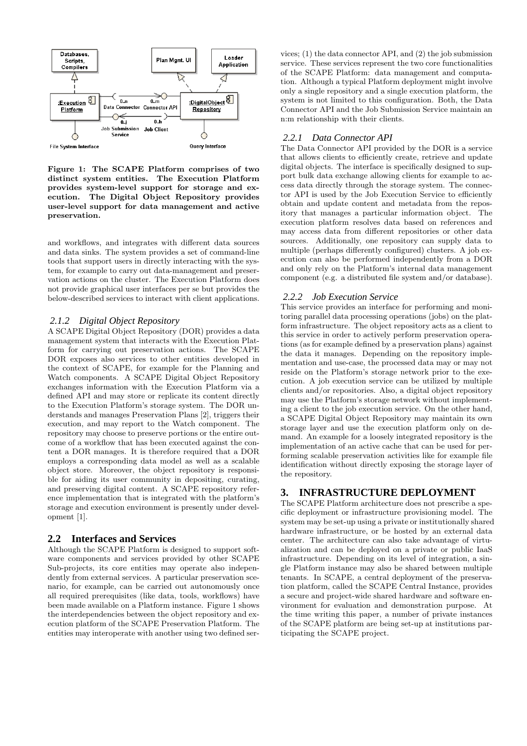Figure 1: The SCAPE Platform comprises of two distinct system entities. The Execution Platform provides system-level support for storage and execution. The Digital Object Repository provides user-level support for data management and active preservation.

and workflows, and integrates with different data sources and data sinks. The system provides a set of command-line tools that support users in directly interacting with the system, for example to carry out data-management and preservation actions on the cluster. The Execution Platform does not provide graphical user interfaces per se but provides the below-described services to interact with client applications.

### 2.1.2 Digital Object Repository

A SCAPE Digital Object Repository (DOR) provides a data management system that interacts with the Execution Platform for carrying out preservation actions. The SCAPE DOR exposes also services to other entities developed in the context of SCAPE, for example for the Planning and Watch components. A SCAPE Digital Object Repository exchanges information with the Execution Platform via a defined API and may store or replicate its content directly to the Execution Platform's storage system. The DOR understands and manages Preservation Plans [2], triggers their execution, and may report to the Watch component. The repository may choose to preserve portions or the entire outcome of a workflow that has been executed against the content a DOR manages. It is therefore required that a DOR employs a corresponding data model as well as a scalable object store. Moreover, the object repository is responsible for aiding its user community in depositing, curating, and preserving digital content. A SCAPE repository reference implementation that is integrated with the platform's storage and execution environment is presently under development [1].

## 2.2 Interfaces and Services

Although the SCAPE Platform is designed to support software components and services provided by other SCAPE Sub-projects, its core entities may operate also independently from external services. A particular preservation scenario, for example, can be carried out autonomously once all required prerequisites (like data, tools, workflows) have been made available on a Platform instance. Figure 1 shows the interdependencies between the object repository and execution platform of the SCAPE Preservation Platform. The entities may interoperate with another using two defined services; (1) the data connector API, and (2) the job submission service. These services represent the two core functionalities of the SCAPE Platform: data management and computation. Although a typical Platform deployment might involve only a single repository and a single execution platform, the system is not limited to this configuration. Both, the Data Connector API and the Job Submission Service maintain an n:m relationship with their clients.

### 2.2.1 Data Connector API

The Data Connector API provided by the DOR is a service that allows clients to efficiently create, retrieve and update digital objects. The interface is specifically designed to support bulk data exchange allowing clients for example to access data directly through the storage system. The connector API is used by the Job Execution Service to efficiently obtain and update content and metadata from the repository that manages a particular information object. The execution platform resolves data based on references and may access data from different repositories or other data sources. Additionally, one repository can supply data to multiple (perhaps differently configured) clusters. A job execution can also be performed independently from a DOR and only rely on the Platform's internal data management component (e.g. a distributed file system and/or database).

### 2.2.2 Job Execution Service

This service provides an interface for performing and monitoring parallel data processing operations (jobs) on the platform infrastructure. The object repository acts as a client to this service in order to actively perform preservation operations (as for example defined by a preservation plans) against the data it manages. Depending on the repository implementation and use-case, the processed data may or may not reside on the Platform's storage network prior to the execution. A job execution service can be utilized by multiple clients and/or repositories. Also, a digital object repository may use the Platform's storage network without implementing a client to the job execution service. On the other hand, a SCAPE Digital Object Repository may maintain its own storage layer and use the execution platform only on demand. An example for a loosely integrated repository is the implementation of an active cache that can be used for performing scalable preservation activities like for example file identification without directly exposing the storage layer of the repository.

# 3. INFRASTRUCTURE DEPLOYMENT

The SCAPE Platform architecture does not prescribe a specific deployment or infrastructure provisioning model. The system may be set-up using a private or institutionally shared hardware infrastructure, or be hosted by an external data center. The architecture can also take advantage of virtualization and can be deployed on a private or public IaaS infrastructure. Depending on its level of integration, a single Platform instance may also be shared between multiple tenants. In SCAPE, a central deployment of the preservation platform, called the SCAPE Central Instance, provides a secure and project-wide shared hardware and software environment for evaluation and demonstration purpose. At the time writing this paper, a number of private instances of the SCAPE platform are being set-up at institutions participating the SCAPE project.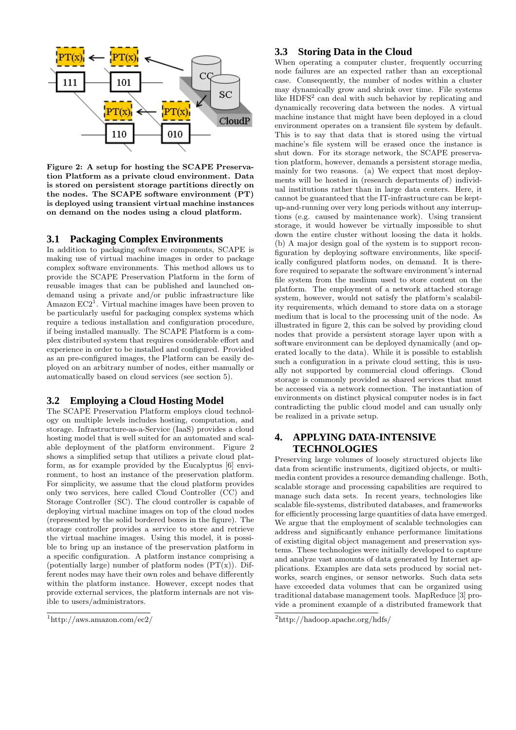**Figure 2: A setup for hosting the SCAPE Preservation Platform as a private cloud environment. Data is stored on persistent storage partitions directly on the nodes. The SCAPE software environment (PT) is deployed using transient virtual machine instances on demand on the nodes using a cloud platform.**

### 3.1 Packaging Complex Environments

In addition to packaging software components, SCAPE is making use of virtual machine images in order to package complex software environments. This method allows us to provide the SCAPE Preservation Platform in the form of reusable images that can be published and launched on-demand using a private and/or public infrastructure like Amazon EC2[1]. Virtual machine images have been proven to be particularly useful for packaging complex systems which require a tedious installation and configuration procedure, if being installed manually. The SCAPE Platform is a complex distributed system that requires considerable effort and experience in order to be installed and configured. Provided as an pre-configured images, the Platform can be easily deployed on an arbitrary number of nodes, either manually or automatically based on cloud services (see section 5).

### 3.2 Employing a Cloud Hosting Model

The SCAPE Preservation Platform employs cloud technology on multiple levels includes hosting, computation, and storage. Infrastructure-as-a-Service (IaaS) provides a cloud hosting model that is well suited for an automated and scalable deployment of the platform environment. Figure 2 shows a simplified setup that utilizes a private cloud platform, as for example provided by the Eucalyptus [6] environment, to host an instance of the preservation platform. For simplicity, we assume that the cloud platform provides only two services, here called Cloud Controller (CC) and Storage Controller (SC). The cloud controller is capable of deploying virtual machine images on top of the cloud nodes (represented by the solid bordered boxes in the figure). The storage controller provides a service to store and retrieve the virtual machine images. Using this model, it is possible to bring up an instance of the preservation platform in a specific configuration. A platform instance comprising a (potentially large) number of platform nodes (PT(x)). Different nodes may have their own roles and behave differently within the platform instance. However, except nodes that provide external services, the platform internals are not visible to users/administrators.

[1]http://aws.amazon.com/ec2/

### 3.3 Storing Data in the Cloud

When operating a computer cluster, frequently occurring node failures are an expected rather than an exceptional case. Consequently, the number of nodes within a cluster may dynamically grow and shrink over time. File systems like HDFS[2] can deal with such behavior by replicating and dynamically recovering data between the nodes. A virtual machine instance that might have been deployed in a cloud environment operates on a transient file system by default. This is to say that data that is stored using the virtual machine's file system will be erased once the instance is shut down. For its storage network, the SCAPE preservation platform, however, demands a persistent storage media, mainly for two reasons. (a) We expect that most deployments will be hosted in (research departments of) individual institutions rather than in large data centers. Here, it cannot be guaranteed that the IT-infrastructure can be kept-up-and-running over very long periods without any interruptions (e.g. caused by maintenance work). Using transient storage, it would however be virtually impossible to shut down the entire cluster without loosing the data it holds. (b) A major design goal of the system is to support reconfiguration by deploying software environments, like specifically configured platform nodes, on demand. It is therefore required to separate the software environment's internal file system from the medium used to store content on the platform. The employment of a network attached storage system, however, would not satisfy the platform's scalability requirements, which demand to store data on a storage medium that is local to the processing unit of the node. As illustrated in figure 2, this can be solved by providing cloud nodes that provide a persistent storage layer upon with a software environment can be deployed dynamically (and operated locally to the data). While it is possible to establish such a configuration in a private cloud setting, this is usually not supported by commercial cloud offerings. Cloud storage is commonly provided as shared services that must be accessed via a network connection. The instantiation of environments on distinct physical computer nodes is in fact contradicting the public cloud model and can usually only be realized in a private setup.

## 4. APPLYING DATA-INTENSIVE TECHNOLOGIES

Preserving large volumes of loosely structured objects like data from scientific instruments, digitized objects, or multimedia content provides a resource demanding challenge. Both, scalable storage and processing capabilities are required to manage such data sets. In recent years, technologies like scalable file-systems, distributed databases, and frameworks for efficiently processing large quantities of data have emerged. We argue that the employment of scalable technologies can address and significantly enhance performance limitations of existing digital object management and preservation systems. These technologies were initially developed to capture and analyze vast amounts of data generated by Internet applications. Examples are data sets produced by social networks, search engines, or sensor networks. Such data sets have exceeded data volumes that can be organized using traditional database management tools. MapReduce [3] provide a prominent example of a distributed framework that

[2]http://hadoop.apache.org/hdfs/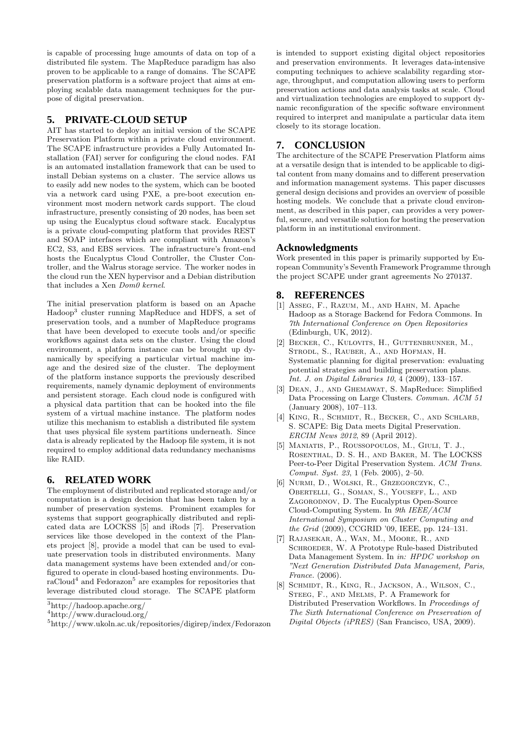is capable of processing huge amounts of data on top of a distributed file system. The MapReduce paradigm has also proven to be applicable to a range of domains. The SCAPE preservation platform is a software project that aims at employing scalable data management techniques for the purpose of digital preservation.

## 5. PRIVATE-CLOUD SETUP

AIT has started to deploy an initial version of the SCAPE Preservation Platform within a private cloud environment. The SCAPE infrastructure provides a Fully Automated Installation (FAI) server for configuring the cloud nodes. FAI is an automated installation framework that can be used to install Debian systems on a cluster. The service allows us to easily add new nodes to the system, which can be booted via a network card using PXE, a pre-boot execution environment most modern network cards support. The cloud infrastructure, presently consisting of 20 nodes, has been set up using the Eucalyptus cloud software stack. Eucalyptus is a private cloud-computing platform that provides REST and SOAP interfaces which are compliant with Amazon's EC2, S3, and EBS services. The infrastructure's front-end hosts the Eucalyptus Cloud Controller, the Cluster Controller, and the Walrus storage service. The worker nodes in the cloud run the XEN hypervisor and a Debian distribution that includes a Xen *Dom0 kernel*.

The initial preservation platform is based on an Apache Hadoop[3] cluster running MapReduce and HDFS, a set of preservation tools, and a number of MapReduce programs that have been developed to execute tools and/or specific workflows against data sets on the cluster. Using the cloud environment, a platform instance can be brought up dynamically by specifying a particular virtual machine image and the desired size of the cluster. The deployment of the platform instance supports the previously described requirements, namely dynamic deployment of environments and persistent storage. Each cloud node is configured with a physical data partition that can be hooked into the file system of a virtual machine instance. The platform nodes utilize this mechanism to establish a distributed file system that uses physical file system partitions underneath. Since data is already replicated by the Hadoop file system, it is not required to employ additional data redundancy mechanisms like RAID.

## 6. RELATED WORK

The employment of distributed and replicated storage and/or computation is a design decision that has been taken by a number of preservation systems. Prominent examples for systems that support geographically distributed and replicated data are LOCKSS [5] and iRods [7]. Preservation services like those developed in the context of the Planets project [8], provide a model that can be used to evaluate preservation tools in distributed environments. Many data management systems have been extended and/or configured to operate in cloud-based hosting environments. DuraCloud[4] and Fedorazon[5] are examples for repositories that leverage distributed cloud storage. The SCAPE platform is intended to support existing digital object repositories and preservation environments. It leverages data-intensive computing techniques to achieve scalability regarding storage, throughput, and computation allowing users to perform preservation actions and data analysis tasks at scale. Cloud and virtualization technologies are employed to support dynamic reconfiguration of the specific software environment required to interpret and manipulate a particular data item closely to its storage location.

[3]http://hadoop.apache.org/

[4]http://www.duracloud.org/

[5]http://www.ukoln.ac.uk/repositories/digirep/index/Fedorazon

## 7. CONCLUSION

The architecture of the SCAPE Preservation Platform aims at a versatile design that is intended to be applicable to digital content from many domains and to different preservation and information management systems. This paper discusses general design decisions and provides an overview of possible hosting models. We conclude that a private cloud environment, as described in this paper, can provides a very powerful, secure, and versatile solution for hosting the preservation platform in an institutional environment.

## Acknowledgments

Work presented in this paper is primarily supported by European Community's Seventh Framework Programme through the project SCAPE under grant agreements No 270137.

## 8. REFERENCES

[1] Asseg, F., Razum, M., and Hahn, M. Apache Hadoop as a Storage Backend for Fedora Commons. In *7th International Conference on Open Repositories* (Edinburgh, UK, 2012).

[2] Becker, C., Kulovits, H., Guttenbrunner, M., Strodl, S., Rauber, A., and Hofman, H. Systematic planning for digital preservation: evaluating potential strategies and building preservation plans. *Int. J. on Digital Libraries 10*, 4 (2009), 133–157.

[3] Dean, J., and Ghemawat, S. MapReduce: Simplified Data Processing on Large Clusters. *Commun. ACM 51* (January 2008), 107–113.

[4] King, R., Schmidt, R., Becker, C., and Schlarb, S. SCAPE: Big Data meets Digital Preservation. *ERCIM News 2012*, 89 (April 2012).

[5] Maniatis, P., Roussopoulos, M., Giuli, T. J., Rosenthal, D. S. H., and Baker, M. The LOCKSS Peer-to-Peer Digital Preservation System. *ACM Trans. Comput. Syst. 23*, 1 (Feb. 2005), 2–50.

[6] Nurmi, D., Wolski, R., Grzegorczyk, C., Obertelli, G., Soman, S., Youseff, L., and Zagorodnov, D. The Eucalyptus Open-Source Cloud-Computing System. In *9th IEEE/ACM International Symposium on Cluster Computing and the Grid* (2009), CCGRID '09, IEEE, pp. 124–131.

[7] Rajasekar, A., Wan, M., Moore, R., and Schroeder, W. A Prototype Rule-based Distributed Data Management System. In *in: HPDC workshop on "Next Generation Distributed Data Management, Paris, France.* (2006).

[8] Schmidt, R., King, R., Jackson, A., Wilson, C., Steeg, F., and Melms, P. A Framework for Distributed Preservation Workflows. In *Proceedings of The Sixth International Conference on Preservation of Digital Objects (iPRES)* (San Francisco, USA, 2009).